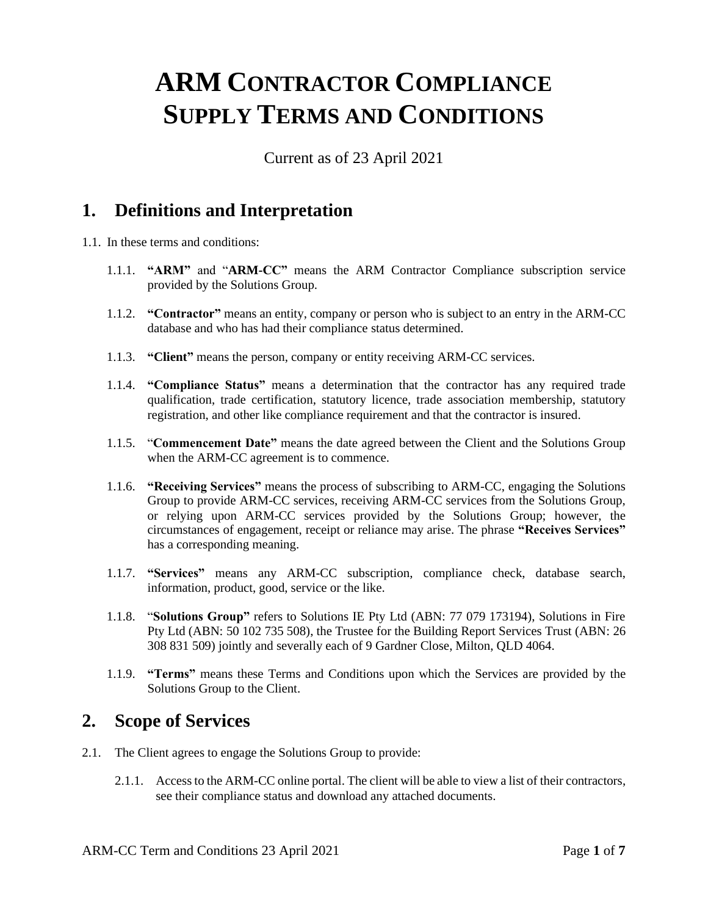# ARM CONTRACTOR COMPLIANCE SUPPLY TERMS AND CONDITIONS

Current as of 23 April 2021

## 1. Definitions and Interpretation

1.1. In these terms and conditions:

1.1.1. **"ARM"** and "**ARM-CC"** means the ARM Contractor Compliance subscription service provided by the Solutions Group.

1.1.2. **"Contractor"** means an entity, company or person who is subject to an entry in the ARM-CC database and who has had their compliance status determined.

1.1.3. **"Client"** means the person, company or entity receiving ARM-CC services.

1.1.4. **"Compliance Status"** means a determination that the contractor has any required trade qualification, trade certification, statutory licence, trade association membership, statutory registration, and other like compliance requirement and that the contractor is insured.

1.1.5. "**Commencement Date"** means the date agreed between the Client and the Solutions Group when the ARM-CC agreement is to commence.

1.1.6. **"Receiving Services"** means the process of subscribing to ARM-CC, engaging the Solutions Group to provide ARM-CC services, receiving ARM-CC services from the Solutions Group, or relying upon ARM-CC services provided by the Solutions Group; however, the circumstances of engagement, receipt or reliance may arise. The phrase **"Receives Services"** has a corresponding meaning.

1.1.7. **"Services"** means any ARM-CC subscription, compliance check, database search, information, product, good, service or the like.

1.1.8. "**Solutions Group"** refers to Solutions IE Pty Ltd (ABN: 77 079 173194), Solutions in Fire Pty Ltd (ABN: 50 102 735 508), the Trustee for the Building Report Services Trust (ABN: 26 308 831 509) jointly and severally each of 9 Gardner Close, Milton, QLD 4064.

1.1.9. **"Terms"** means these Terms and Conditions upon which the Services are provided by the Solutions Group to the Client.

## 2. Scope of Services

2.1. The Client agrees to engage the Solutions Group to provide:

2.1.1. Access to the ARM-CC online portal. The client will be able to view a list of their contractors, see their compliance status and download any attached documents.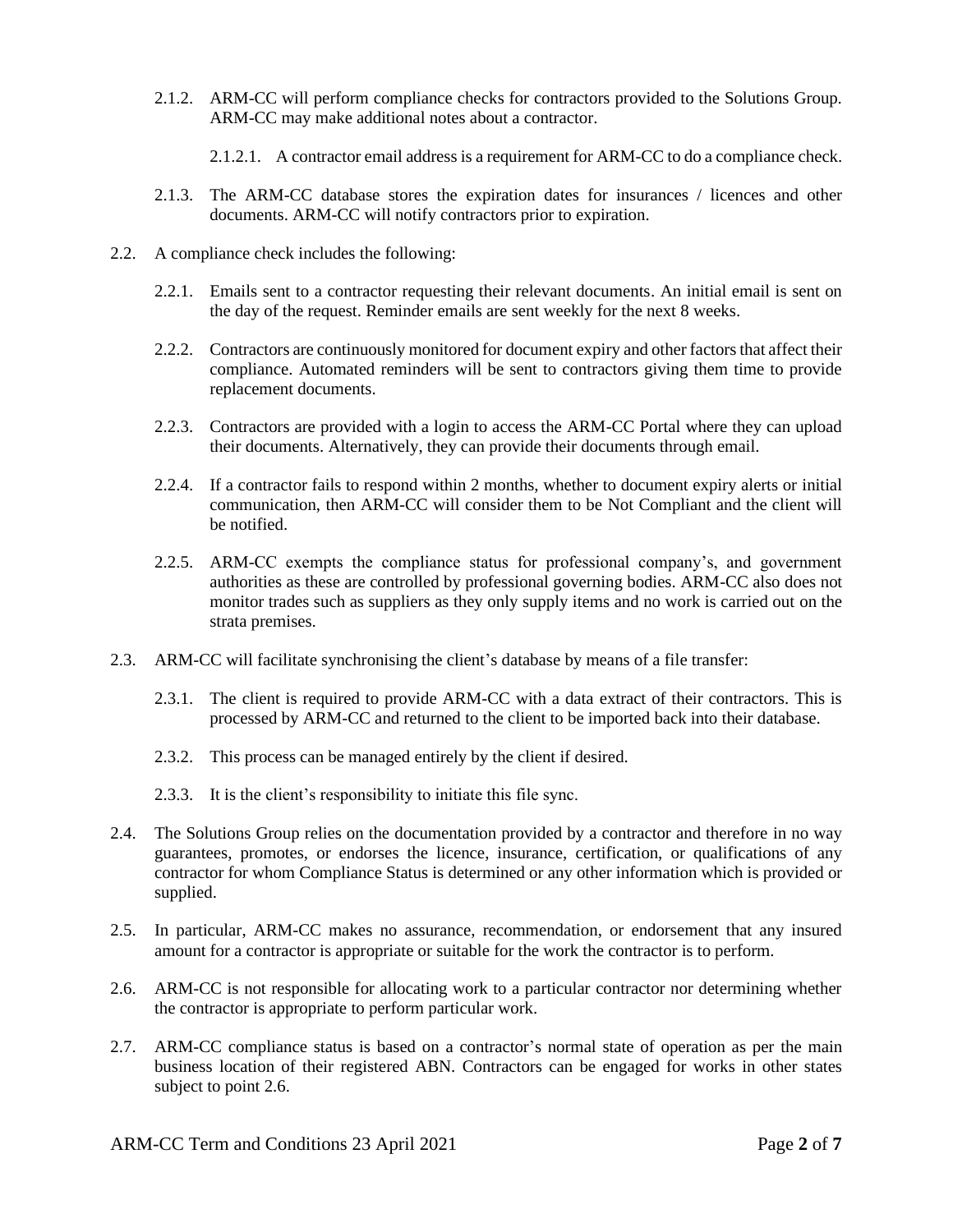2.1.2. ARM-CC will perform compliance checks for contractors provided to the Solutions Group. ARM-CC may make additional notes about a contractor.

2.1.2.1. A contractor email address is a requirement for ARM-CC to do a compliance check.

2.1.3. The ARM-CC database stores the expiration dates for insurances / licences and other documents. ARM-CC will notify contractors prior to expiration.

2.2. A compliance check includes the following:

2.2.1. Emails sent to a contractor requesting their relevant documents. An initial email is sent on the day of the request. Reminder emails are sent weekly for the next 8 weeks.

2.2.2. Contractors are continuously monitored for document expiry and other factors that affect their compliance. Automated reminders will be sent to contractors giving them time to provide replacement documents.

2.2.3. Contractors are provided with a login to access the ARM-CC Portal where they can upload their documents. Alternatively, they can provide their documents through email.

2.2.4. If a contractor fails to respond within 2 months, whether to document expiry alerts or initial communication, then ARM-CC will consider them to be Not Compliant and the client will be notified.

2.2.5. ARM-CC exempts the compliance status for professional company's, and government authorities as these are controlled by professional governing bodies. ARM-CC also does not monitor trades such as suppliers as they only supply items and no work is carried out on the strata premises.

2.3. ARM-CC will facilitate synchronising the client's database by means of a file transfer:

2.3.1. The client is required to provide ARM-CC with a data extract of their contractors. This is processed by ARM-CC and returned to the client to be imported back into their database.

2.3.2. This process can be managed entirely by the client if desired.

2.3.3. It is the client's responsibility to initiate this file sync.

2.4. The Solutions Group relies on the documentation provided by a contractor and therefore in no way guarantees, promotes, or endorses the licence, insurance, certification, or qualifications of any contractor for whom Compliance Status is determined or any other information which is provided or supplied.

2.5. In particular, ARM-CC makes no assurance, recommendation, or endorsement that any insured amount for a contractor is appropriate or suitable for the work the contractor is to perform.

2.6. ARM-CC is not responsible for allocating work to a particular contractor nor determining whether the contractor is appropriate to perform particular work.

2.7. ARM-CC compliance status is based on a contractor's normal state of operation as per the main business location of their registered ABN. Contractors can be engaged for works in other states subject to point 2.6.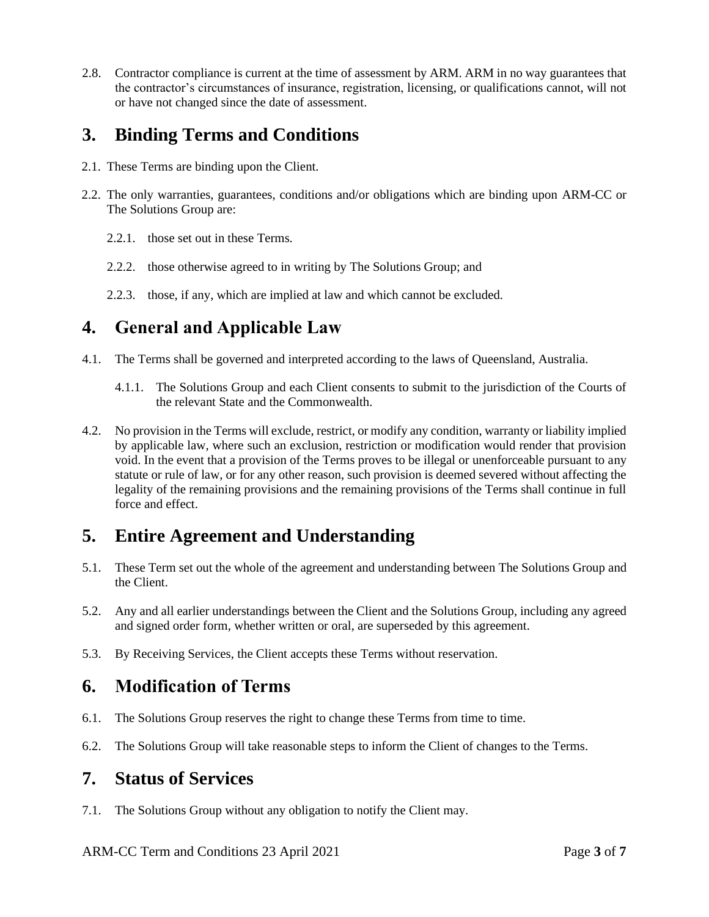2.8. Contractor compliance is current at the time of assessment by ARM. ARM in no way guarantees that the contractor's circumstances of insurance, registration, licensing, or qualifications cannot, will not or have not changed since the date of assessment.

# 3. Binding Terms and Conditions

2.1. These Terms are binding upon the Client.

2.2. The only warranties, guarantees, conditions and/or obligations which are binding upon ARM-CC or The Solutions Group are:

2.2.1. those set out in these Terms.

2.2.2. those otherwise agreed to in writing by The Solutions Group; and

2.2.3. those, if any, which are implied at law and which cannot be excluded.

# 4. General and Applicable Law

4.1. The Terms shall be governed and interpreted according to the laws of Queensland, Australia.

4.1.1. The Solutions Group and each Client consents to submit to the jurisdiction of the Courts of the relevant State and the Commonwealth.

4.2. No provision in the Terms will exclude, restrict, or modify any condition, warranty or liability implied by applicable law, where such an exclusion, restriction or modification would render that provision void. In the event that a provision of the Terms proves to be illegal or unenforceable pursuant to any statute or rule of law, or for any other reason, such provision is deemed severed without affecting the legality of the remaining provisions and the remaining provisions of the Terms shall continue in full force and effect.

# 5. Entire Agreement and Understanding

5.1. These Term set out the whole of the agreement and understanding between The Solutions Group and the Client.

5.2. Any and all earlier understandings between the Client and the Solutions Group, including any agreed and signed order form, whether written or oral, are superseded by this agreement.

5.3. By Receiving Services, the Client accepts these Terms without reservation.

# 6. Modification of Terms

6.1. The Solutions Group reserves the right to change these Terms from time to time.

6.2. The Solutions Group will take reasonable steps to inform the Client of changes to the Terms.

# 7. Status of Services

7.1. The Solutions Group without any obligation to notify the Client may.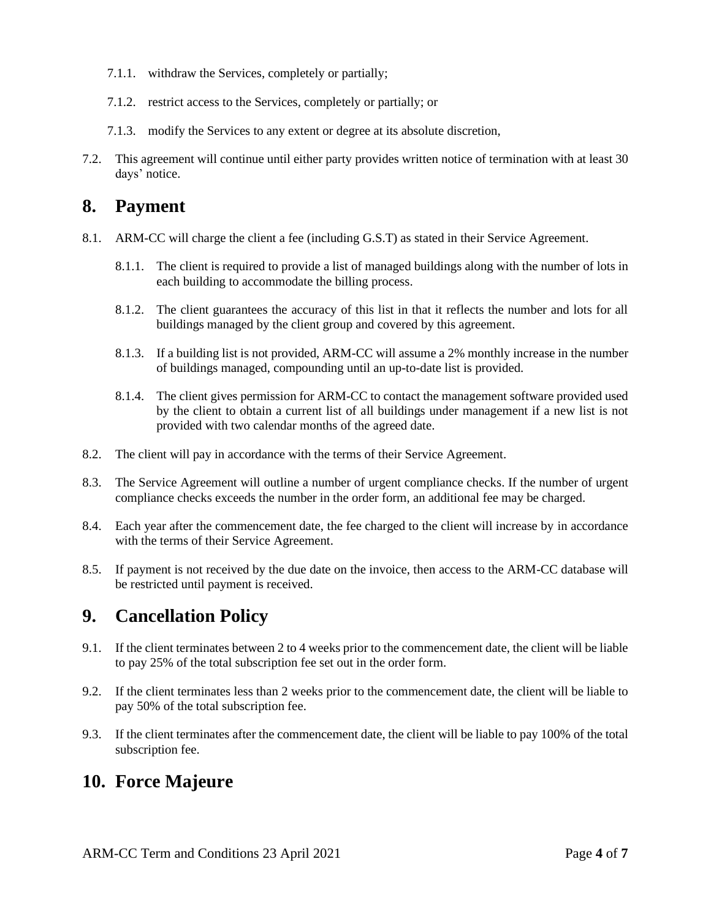7.1.1. withdraw the Services, completely or partially;

7.1.2. restrict access to the Services, completely or partially; or

7.1.3. modify the Services to any extent or degree at its absolute discretion,

7.2. This agreement will continue until either party provides written notice of termination with at least 30 days' notice.

## 8. Payment

8.1. ARM-CC will charge the client a fee (including G.S.T) as stated in their Service Agreement.

8.1.1. The client is required to provide a list of managed buildings along with the number of lots in each building to accommodate the billing process.

8.1.2. The client guarantees the accuracy of this list in that it reflects the number and lots for all buildings managed by the client group and covered by this agreement.

8.1.3. If a building list is not provided, ARM-CC will assume a 2% monthly increase in the number of buildings managed, compounding until an up-to-date list is provided.

8.1.4. The client gives permission for ARM-CC to contact the management software provided used by the client to obtain a current list of all buildings under management if a new list is not provided with two calendar months of the agreed date.

8.2. The client will pay in accordance with the terms of their Service Agreement.

8.3. The Service Agreement will outline a number of urgent compliance checks. If the number of urgent compliance checks exceeds the number in the order form, an additional fee may be charged.

8.4. Each year after the commencement date, the fee charged to the client will increase by in accordance with the terms of their Service Agreement.

8.5. If payment is not received by the due date on the invoice, then access to the ARM-CC database will be restricted until payment is received.

## 9. Cancellation Policy

9.1. If the client terminates between 2 to 4 weeks prior to the commencement date, the client will be liable to pay 25% of the total subscription fee set out in the order form.

9.2. If the client terminates less than 2 weeks prior to the commencement date, the client will be liable to pay 50% of the total subscription fee.

9.3. If the client terminates after the commencement date, the client will be liable to pay 100% of the total subscription fee.

## 10. Force Majeure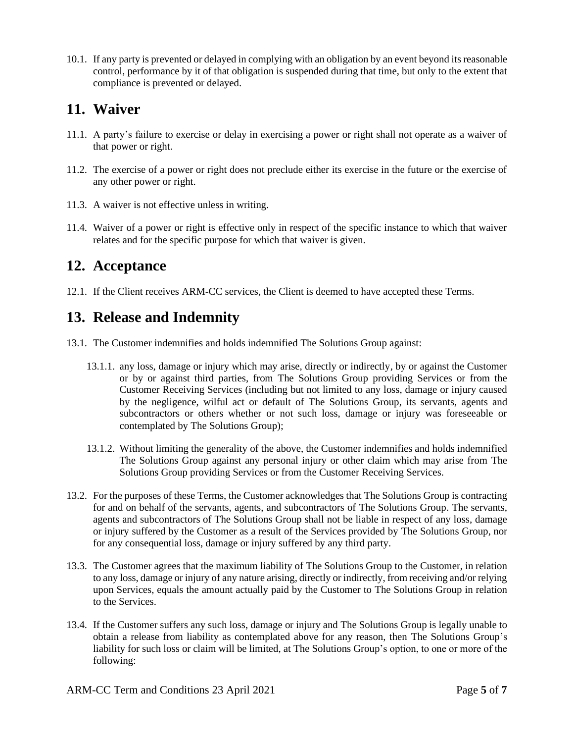10.1. If any party is prevented or delayed in complying with an obligation by an event beyond its reasonable control, performance by it of that obligation is suspended during that time, but only to the extent that compliance is prevented or delayed.

## 11. Waiver

11.1. A party's failure to exercise or delay in exercising a power or right shall not operate as a waiver of that power or right.

11.2. The exercise of a power or right does not preclude either its exercise in the future or the exercise of any other power or right.

11.3. A waiver is not effective unless in writing.

11.4. Waiver of a power or right is effective only in respect of the specific instance to which that waiver relates and for the specific purpose for which that waiver is given.

## 12. Acceptance

12.1. If the Client receives ARM-CC services, the Client is deemed to have accepted these Terms.

## 13. Release and Indemnity

13.1. The Customer indemnifies and holds indemnified The Solutions Group against:

13.1.1. any loss, damage or injury which may arise, directly or indirectly, by or against the Customer or by or against third parties, from The Solutions Group providing Services or from the Customer Receiving Services (including but not limited to any loss, damage or injury caused by the negligence, wilful act or default of The Solutions Group, its servants, agents and subcontractors or others whether or not such loss, damage or injury was foreseeable or contemplated by The Solutions Group);

13.1.2. Without limiting the generality of the above, the Customer indemnifies and holds indemnified The Solutions Group against any personal injury or other claim which may arise from The Solutions Group providing Services or from the Customer Receiving Services.

13.2. For the purposes of these Terms, the Customer acknowledges that The Solutions Group is contracting for and on behalf of the servants, agents, and subcontractors of The Solutions Group. The servants, agents and subcontractors of The Solutions Group shall not be liable in respect of any loss, damage or injury suffered by the Customer as a result of the Services provided by The Solutions Group, nor for any consequential loss, damage or injury suffered by any third party.

13.3. The Customer agrees that the maximum liability of The Solutions Group to the Customer, in relation to any loss, damage or injury of any nature arising, directly or indirectly, from receiving and/or relying upon Services, equals the amount actually paid by the Customer to The Solutions Group in relation to the Services.

13.4. If the Customer suffers any such loss, damage or injury and The Solutions Group is legally unable to obtain a release from liability as contemplated above for any reason, then The Solutions Group's liability for such loss or claim will be limited, at The Solutions Group's option, to one or more of the following: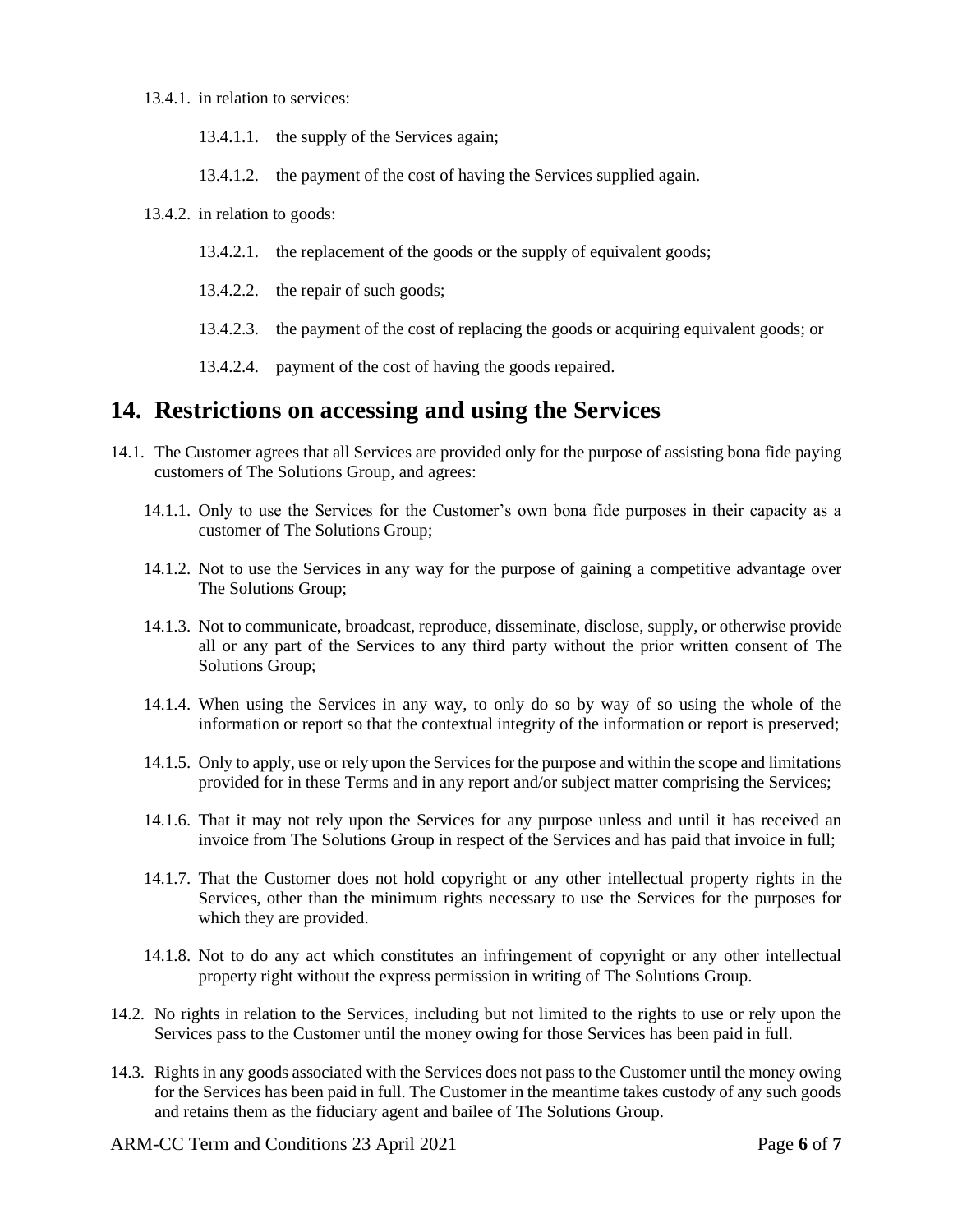13.4.1. in relation to services:

13.4.1.1. the supply of the Services again;

13.4.1.2. the payment of the cost of having the Services supplied again.

13.4.2. in relation to goods:

13.4.2.1. the replacement of the goods or the supply of equivalent goods;

13.4.2.2. the repair of such goods;

13.4.2.3. the payment of the cost of replacing the goods or acquiring equivalent goods; or

13.4.2.4. payment of the cost of having the goods repaired.

# 14. Restrictions on accessing and using the Services

14.1. The Customer agrees that all Services are provided only for the purpose of assisting bona fide paying customers of The Solutions Group, and agrees:

14.1.1. Only to use the Services for the Customer's own bona fide purposes in their capacity as a customer of The Solutions Group;

14.1.2. Not to use the Services in any way for the purpose of gaining a competitive advantage over The Solutions Group;

14.1.3. Not to communicate, broadcast, reproduce, disseminate, disclose, supply, or otherwise provide all or any part of the Services to any third party without the prior written consent of The Solutions Group;

14.1.4. When using the Services in any way, to only do so by way of so using the whole of the information or report so that the contextual integrity of the information or report is preserved;

14.1.5. Only to apply, use or rely upon the Services for the purpose and within the scope and limitations provided for in these Terms and in any report and/or subject matter comprising the Services;

14.1.6. That it may not rely upon the Services for any purpose unless and until it has received an invoice from The Solutions Group in respect of the Services and has paid that invoice in full;

14.1.7. That the Customer does not hold copyright or any other intellectual property rights in the Services, other than the minimum rights necessary to use the Services for the purposes for which they are provided.

14.1.8. Not to do any act which constitutes an infringement of copyright or any other intellectual property right without the express permission in writing of The Solutions Group.

14.2. No rights in relation to the Services, including but not limited to the rights to use or rely upon the Services pass to the Customer until the money owing for those Services has been paid in full.

14.3. Rights in any goods associated with the Services does not pass to the Customer until the money owing for the Services has been paid in full. The Customer in the meantime takes custody of any such goods and retains them as the fiduciary agent and bailee of The Solutions Group.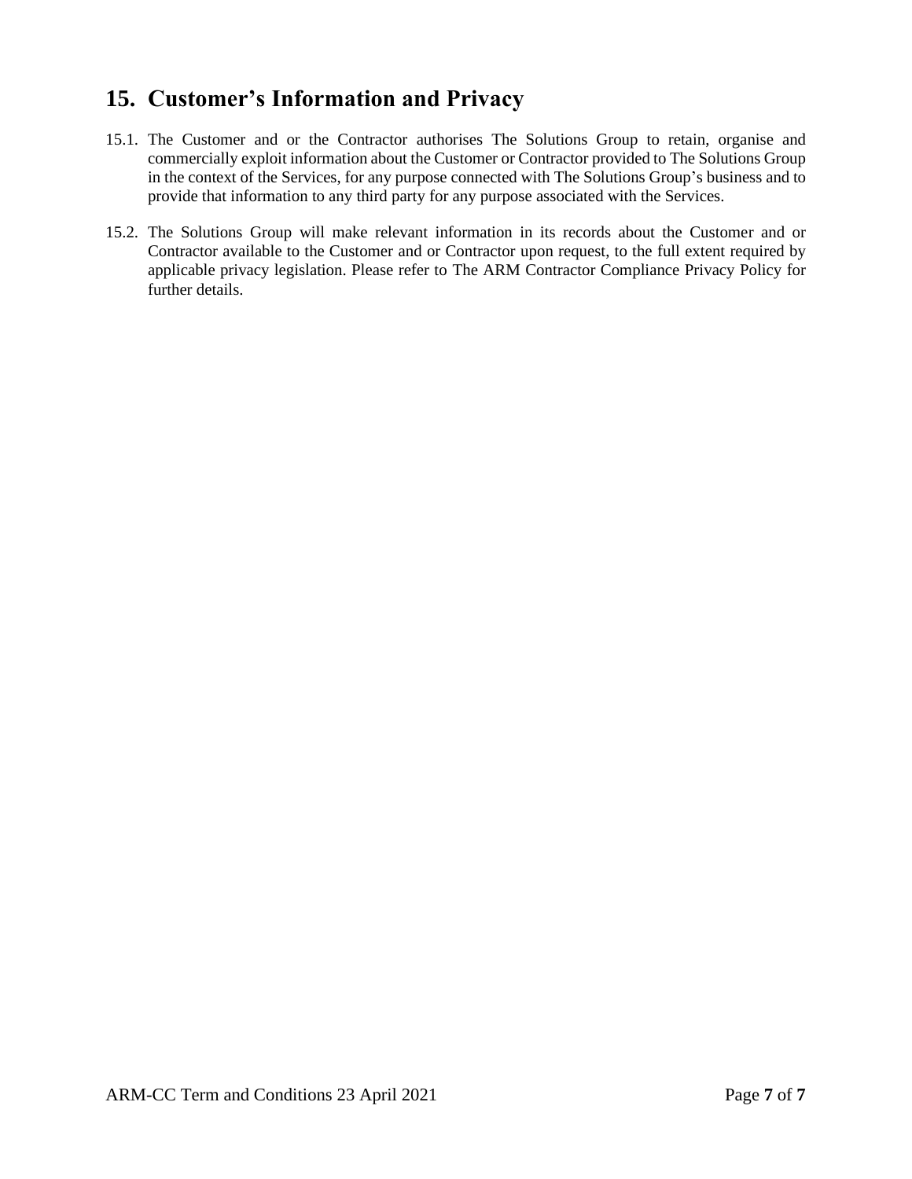## 15. Customer's Information and Privacy

15.1. The Customer and or the Contractor authorises The Solutions Group to retain, organise and commercially exploit information about the Customer or Contractor provided to The Solutions Group in the context of the Services, for any purpose connected with The Solutions Group's business and to provide that information to any third party for any purpose associated with the Services.

15.2. The Solutions Group will make relevant information in its records about the Customer and or Contractor available to the Customer and or Contractor upon request, to the full extent required by applicable privacy legislation. Please refer to The ARM Contractor Compliance Privacy Policy for further details.